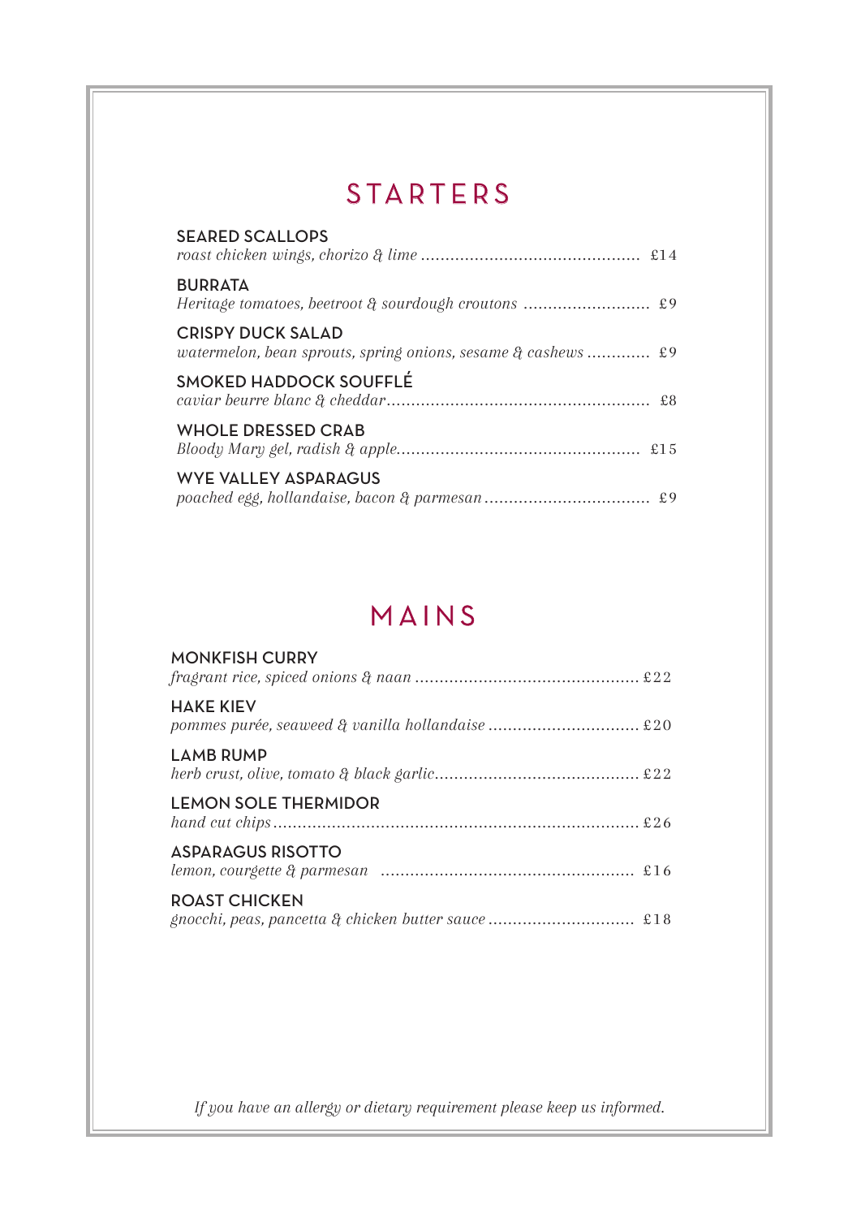# STARTERS

**SEARED SCALLOPS**
*roast chicken wings, chorizo & lime* ............................................ £14

**BURRATA**
*Heritage tomatoes, beetroot & sourdough croutons* .......................... £9

**CRISPY DUCK SALAD**
*watermelon, bean sprouts, spring onions, sesame & cashews* ............. £9

**SMOKED HADDOCK SOUFFLÉ**
*caviar beurre blanc & cheddar*...................................................... £8

**WHOLE DRESSED CRAB**
*Bloody Mary gel, radish & apple*.................................................. £15

**WYE VALLEY ASPARAGUS**
*poached egg, hollandaise, bacon & parmesan* .................................. £9

# MAINS

**MONKFISH CURRY**
*fragrant rice, spiced onions & naan* ............................................. £22

**HAKE KIEV**
*pommes purée, seaweed & vanilla hollandaise* ............................... £20

**LAMB RUMP**
*herb crust, olive, tomato & black garlic*.......................................... £22

**LEMON SOLE THERMIDOR**
*hand cut chips*........................................................................... £26

**ASPARAGUS RISOTTO**
*lemon, courgette & parmesan* ................................................... £16

**ROAST CHICKEN**
*gnocchi, peas, pancetta & chicken butter sauce* .............................. £18

*If you have an allergy or dietary requirement please keep us informed.*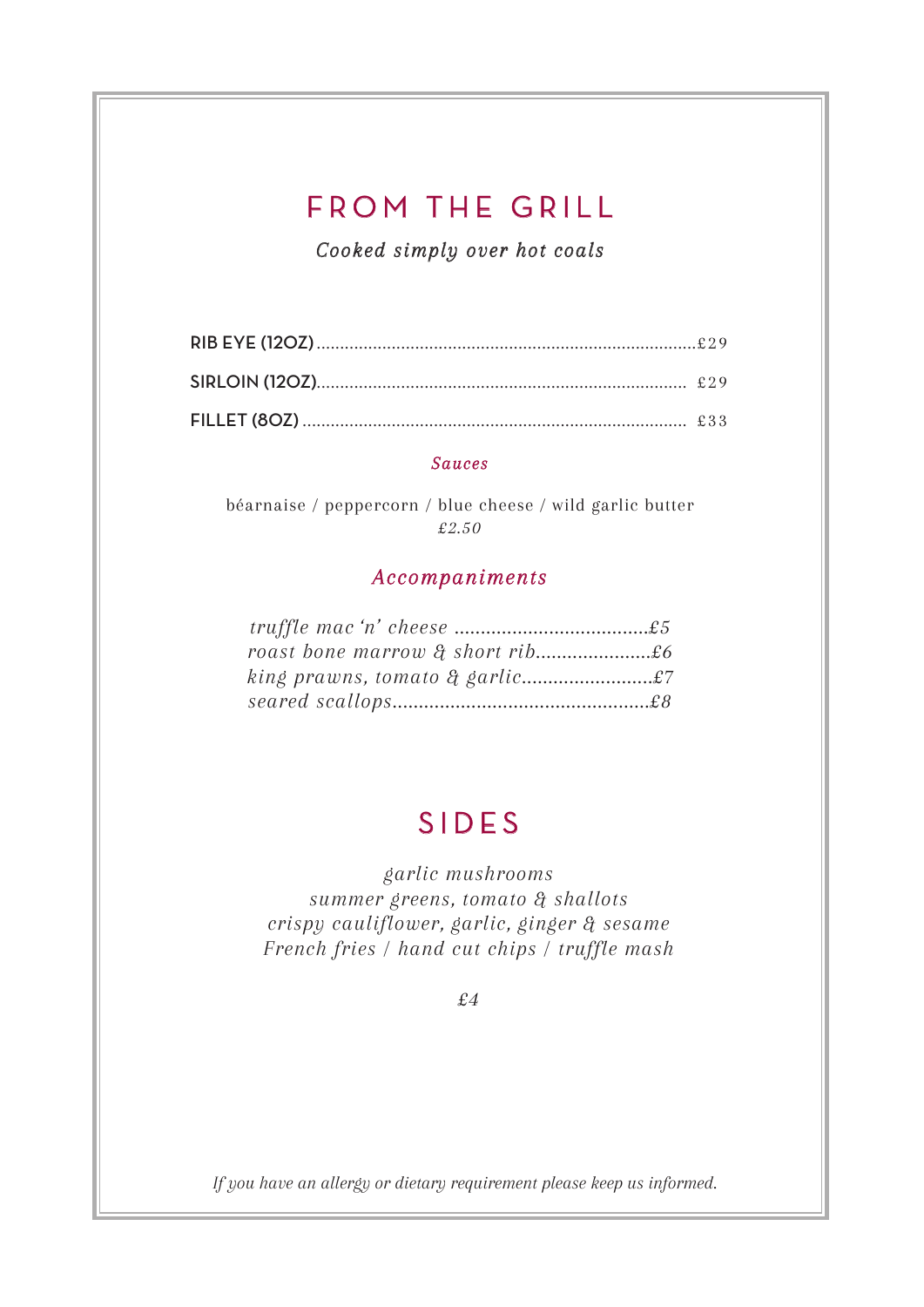# FROM THE GRILL

*Cooked simply over hot coals*

**RIB EYE (12OZ)**................................................................................£29

**SIRLOIN (12OZ)**.............................................................................. £29

**FILLET (8OZ)** ................................................................................ £33

### *Sauces*

béarnaise / peppercorn / blue cheese / wild garlic butter
*£2.50*

### *Accompaniments*

*truffle mac 'n' cheese* .....................................£5
*roast bone marrow & short rib*......................£6
*king prawns, tomato & garlic*.........................£7
*seared scallops*.................................................£8

# SIDES

*garlic mushrooms*
*summer greens, tomato & shallots*
*crispy cauliflower, garlic, ginger & sesame*
*French fries / hand cut chips / truffle mash*

*£4*

*If you have an allergy or dietary requirement please keep us informed.*